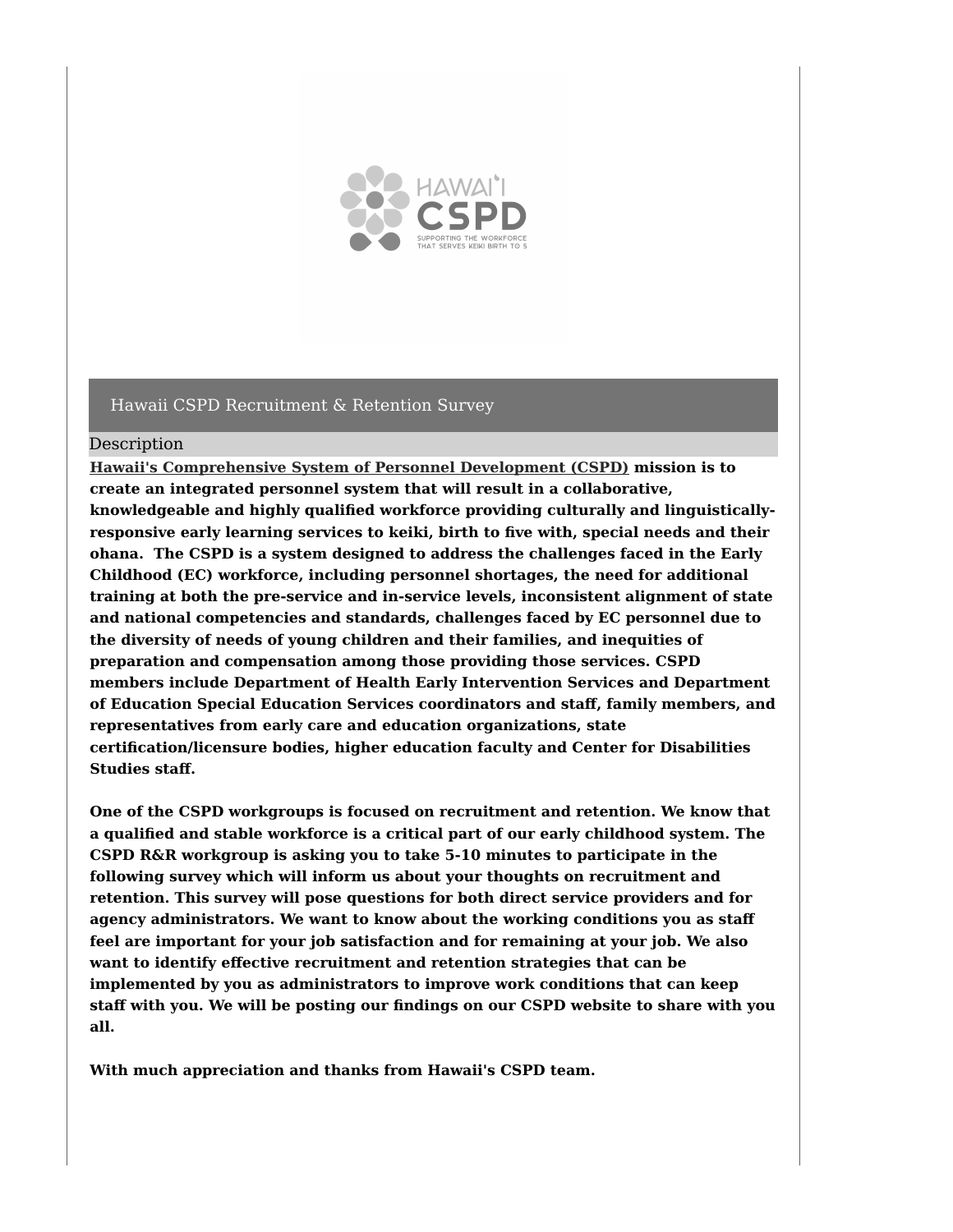# Hawaii CSPD Recruitment & Retention Survey

## Description

**Hawaii's Comprehensive System of Personnel Development (CSPD) mission is to create an integrated personnel system that will result in a collaborative, knowledgeable and highly qualified workforce providing culturally and linguistically-responsive early learning services to keiki, birth to five with, special needs and their ohana. The CSPD is a system designed to address the challenges faced in the Early Childhood (EC) workforce, including personnel shortages, the need for additional training at both the pre-service and in-service levels, inconsistent alignment of state and national competencies and standards, challenges faced by EC personnel due to the diversity of needs of young children and their families, and inequities of preparation and compensation among those providing those services. CSPD members include Department of Health Early Intervention Services and Department of Education Special Education Services coordinators and staff, family members, and representatives from early care and education organizations, state certification/licensure bodies, higher education faculty and Center for Disabilities Studies staff.**

**One of the CSPD workgroups is focused on recruitment and retention. We know that a qualified and stable workforce is a critical part of our early childhood system. The CSPD R&R workgroup is asking you to take 5-10 minutes to participate in the following survey which will inform us about your thoughts on recruitment and retention. This survey will pose questions for both direct service providers and for agency administrators. We want to know about the working conditions you as staff feel are important for your job satisfaction and for remaining at your job. We also want to identify effective recruitment and retention strategies that can be implemented by you as administrators to improve work conditions that can keep staff with you. We will be posting our findings on our CSPD website to share with you all.**

**With much appreciation and thanks from Hawaii's CSPD team.**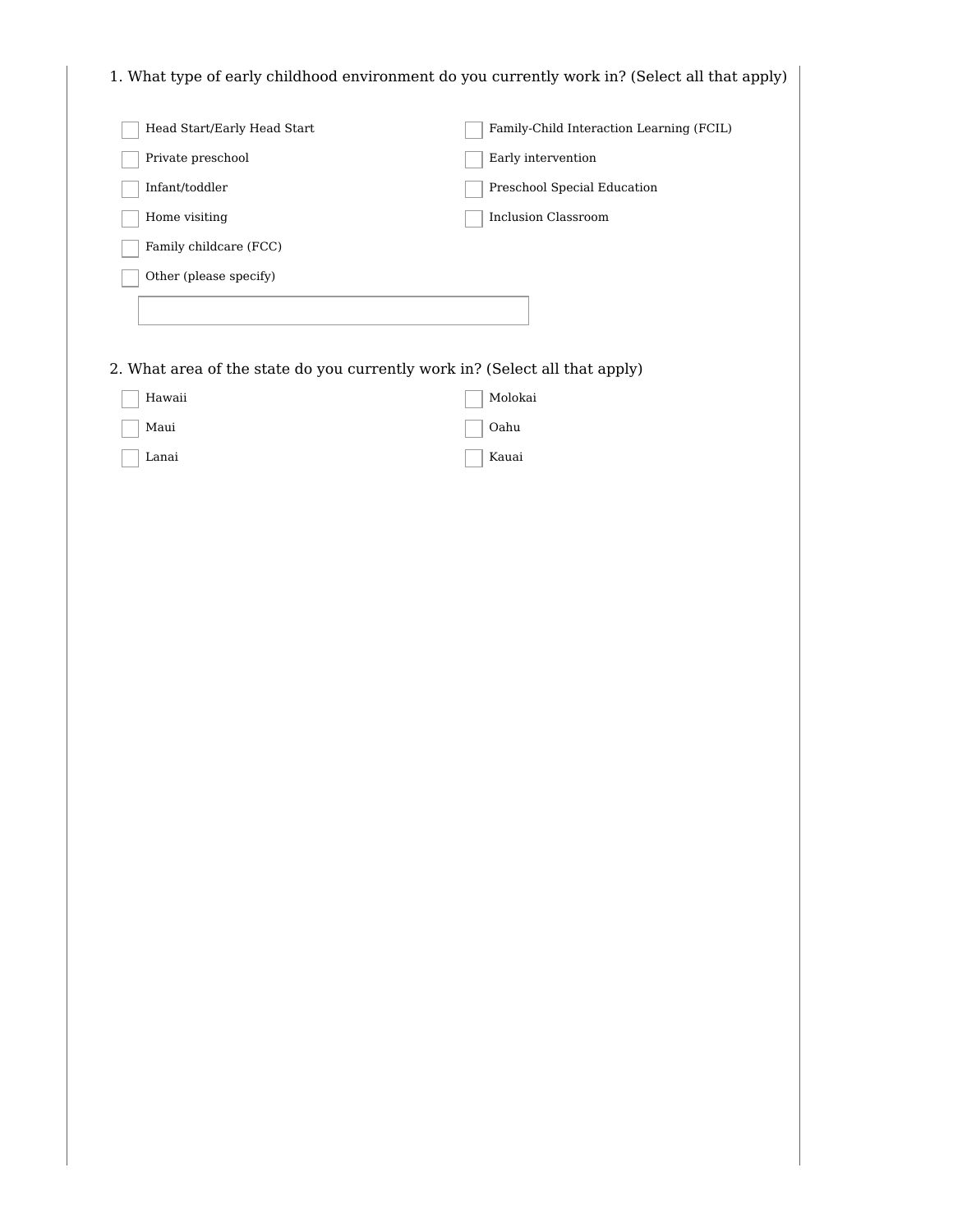1. What type of early childhood environment do you currently work in? (Select all that apply)

- [ ] Head Start/Early Head Start
- [ ] Private preschool
- [ ] Infant/toddler
- [ ] Home visiting
- [ ] Family childcare (FCC)
- [ ] Family-Child Interaction Learning (FCIL)
- [ ] Early intervention
- [ ] Preschool Special Education
- [ ] Inclusion Classroom
- [ ] Other (please specify)

2. What area of the state do you currently work in? (Select all that apply)

- [ ] Hawaii
- [ ] Maui
- [ ] Lanai
- [ ] Molokai
- [ ] Oahu
- [ ] Kauai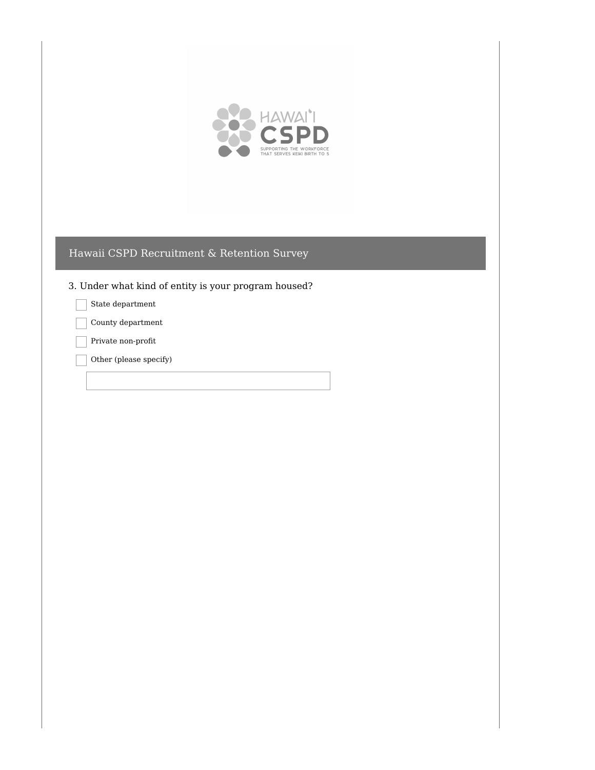## Hawaii CSPD Recruitment & Retention Survey

3. Under what kind of entity is your program housed?

- [ ] State department
- [ ] County department
- [ ] Private non-profit
- [ ] Other (please specify)

\_\_\_\_\_\_\_\_\_\_\_\_\_\_\_\_\_\_\_\_\_\_\_\_\_\_\_\_\_\_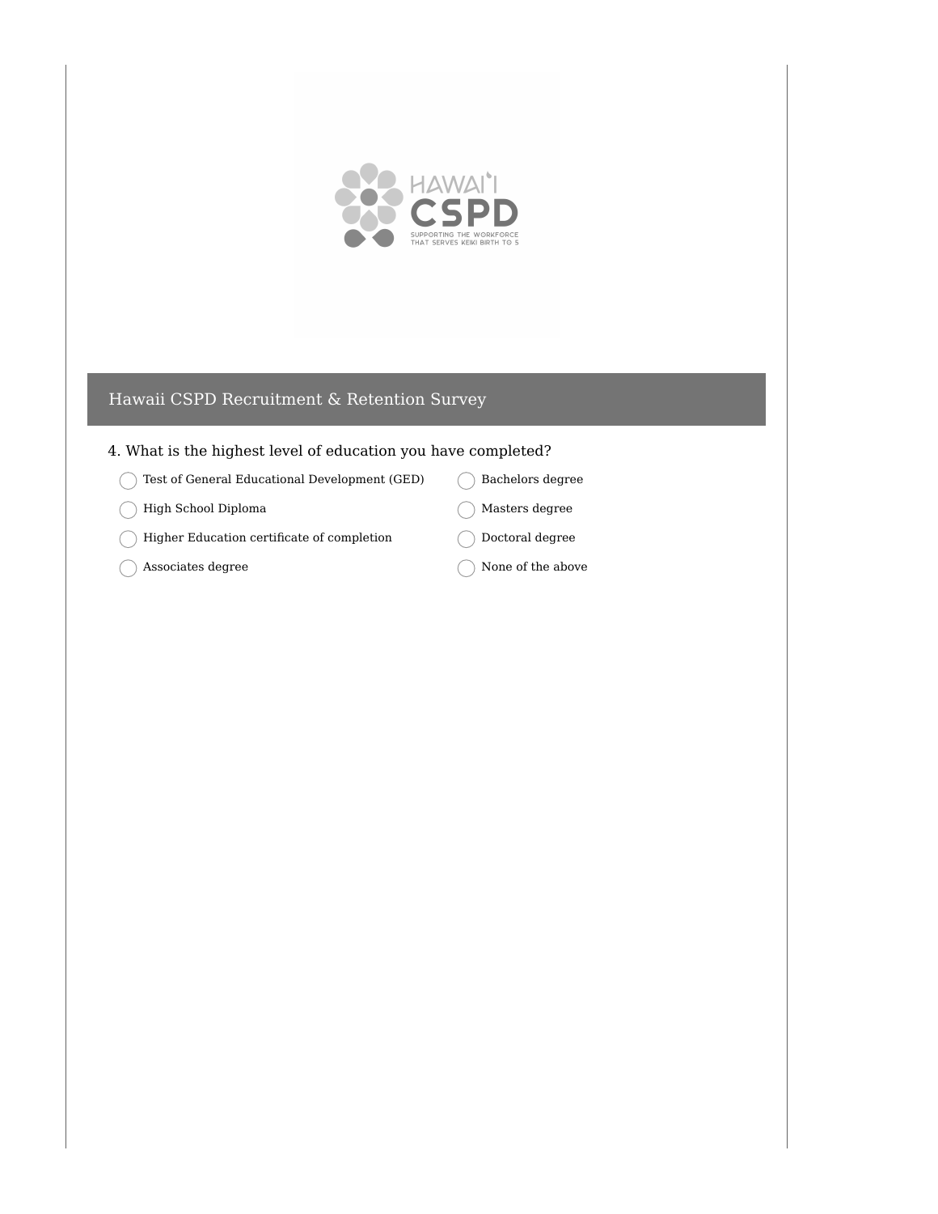## Hawaii CSPD Recruitment & Retention Survey

4. What is the highest level of education you have completed?

- ◯ Test of General Educational Development (GED)
- ◯ High School Diploma
- ◯ Higher Education certificate of completion
- ◯ Associates degree
- ◯ Bachelors degree
- ◯ Masters degree
- ◯ Doctoral degree
- ◯ None of the above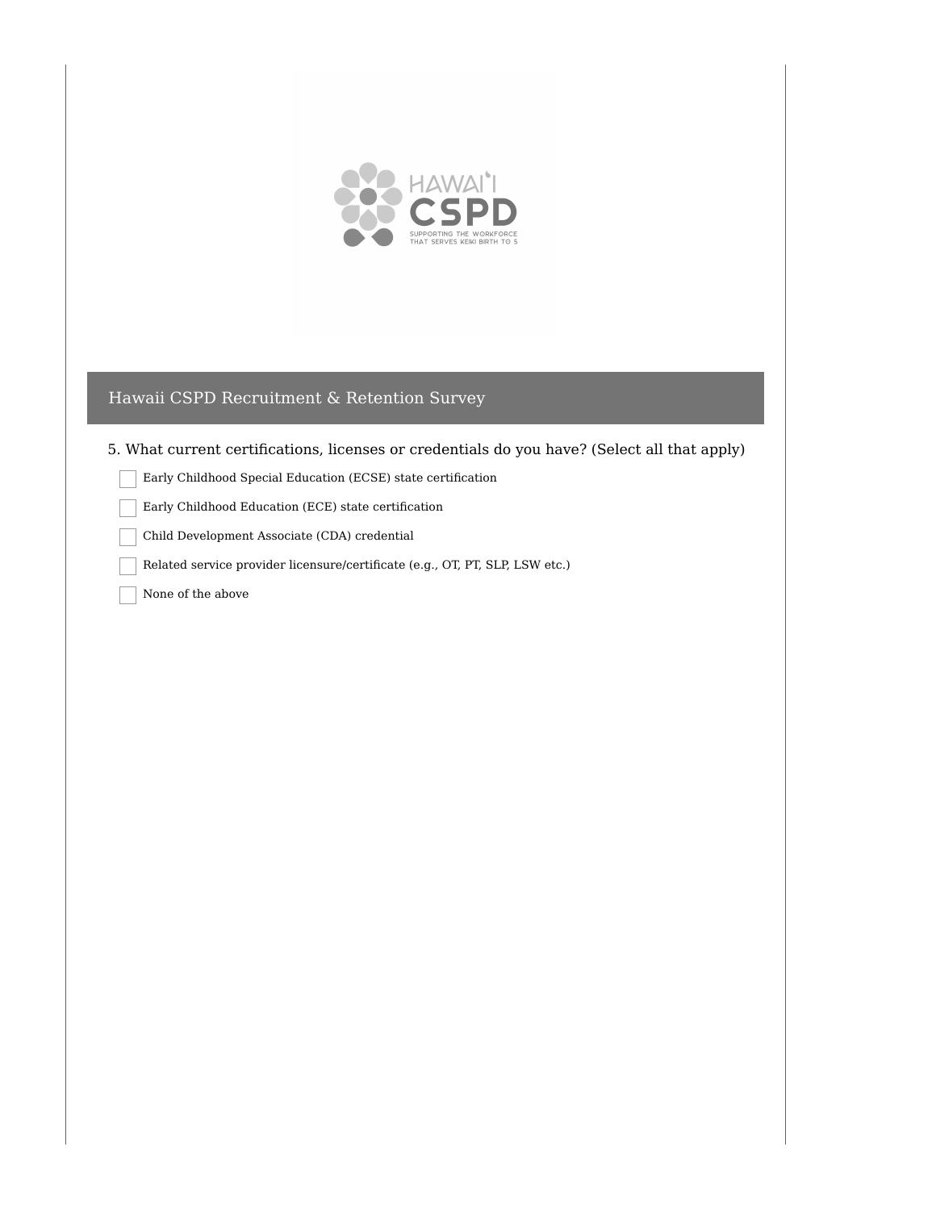## Hawaii CSPD Recruitment & Retention Survey

5. What current certifications, licenses or credentials do you have? (Select all that apply)

- [ ] Early Childhood Special Education (ECSE) state certification
- [ ] Early Childhood Education (ECE) state certification
- [ ] Child Development Associate (CDA) credential
- [ ] Related service provider licensure/certificate (e.g., OT, PT, SLP, LSW etc.)
- [ ] None of the above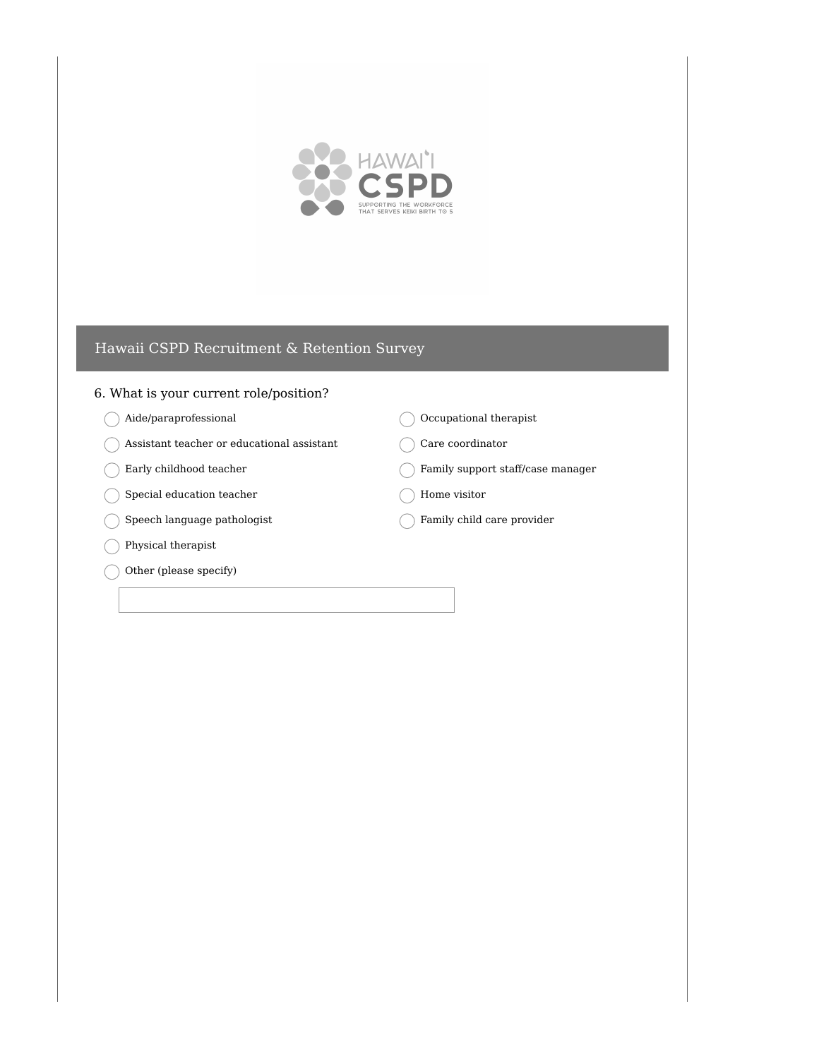## Hawaii CSPD Recruitment & Retention Survey

6. What is your current role/position?

- Aide/paraprofessional
- Assistant teacher or educational assistant
- Early childhood teacher
- Special education teacher
- Speech language pathologist
- Physical therapist
- Occupational therapist
- Care coordinator
- Family support staff/case manager
- Home visitor
- Family child care provider
- Other (please specify)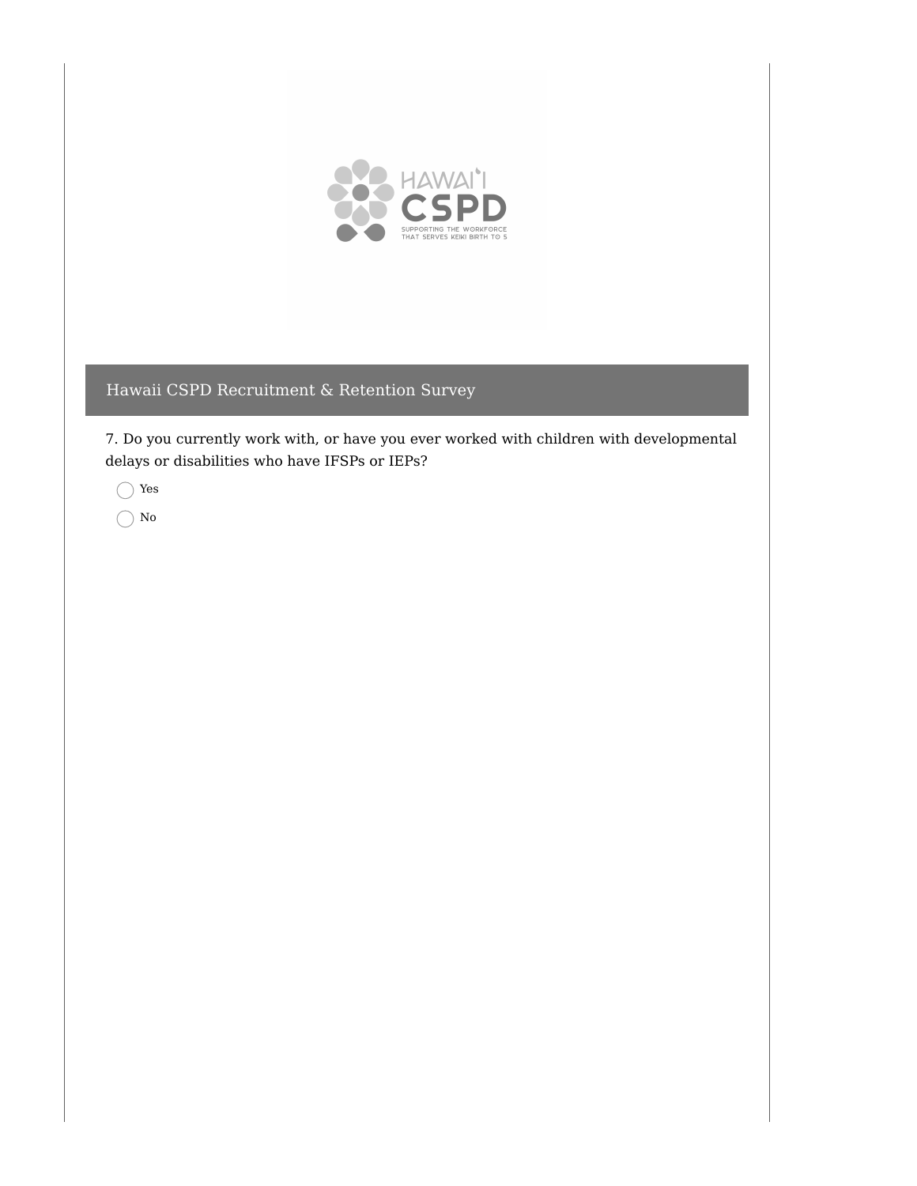## Hawaii CSPD Recruitment & Retention Survey

7. Do you currently work with, or have you ever worked with children with developmental delays or disabilities who have IFSPs or IEPs?

- ◯ Yes
- ◯ No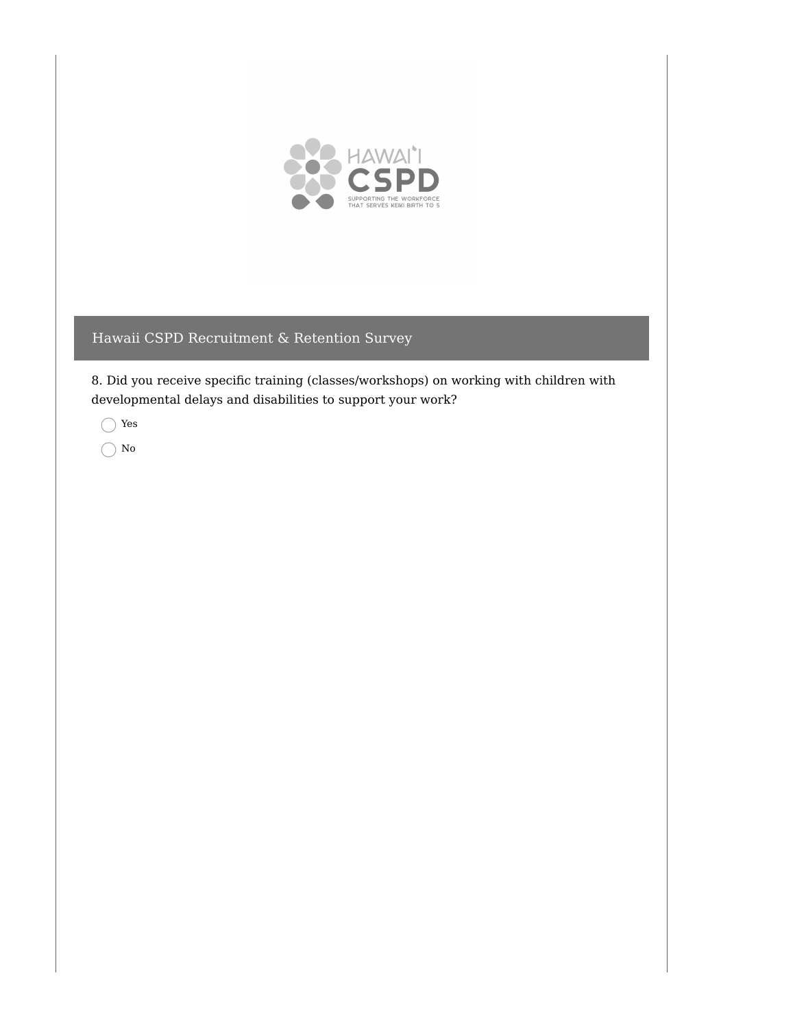## Hawaii CSPD Recruitment & Retention Survey

8. Did you receive specific training (classes/workshops) on working with children with developmental delays and disabilities to support your work?

- ◯ Yes
- ◯ No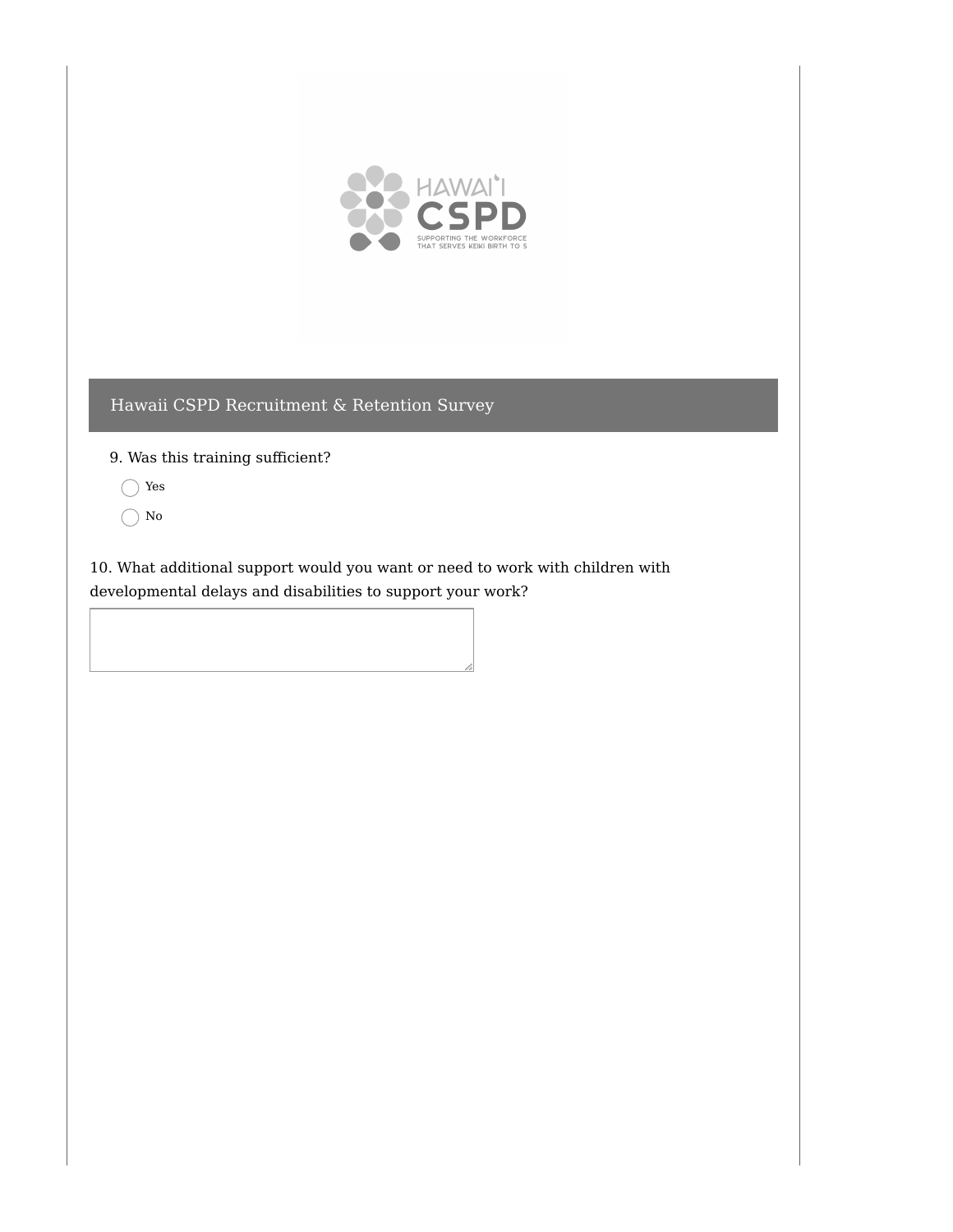## Hawaii CSPD Recruitment & Retention Survey

9. Was this training sufficient?

- ◯ Yes
- ◯ No

10. What additional support would you want or need to work with children with developmental delays and disabilities to support your work?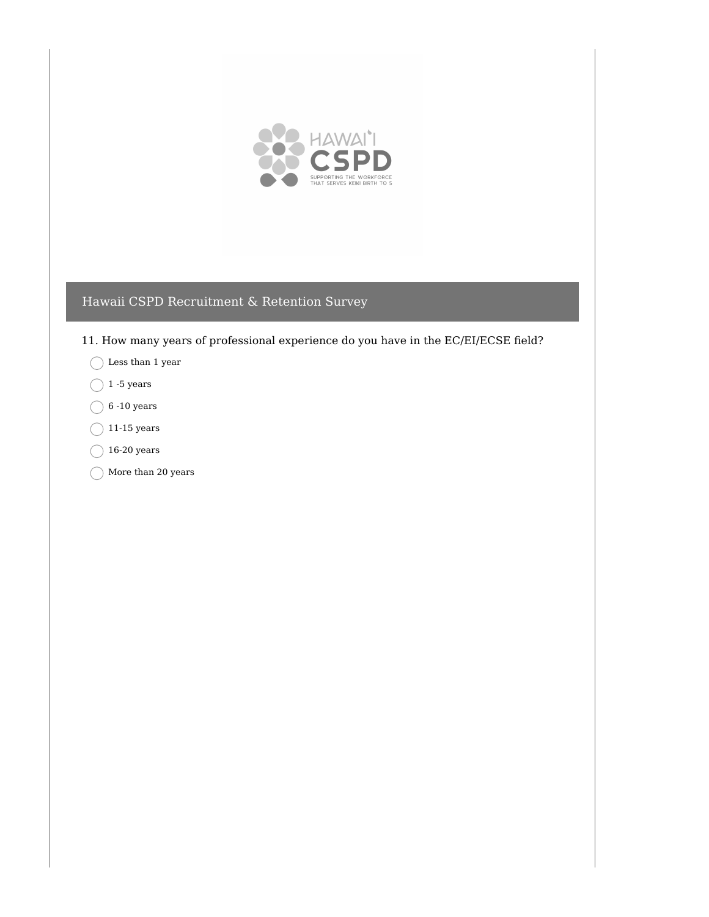## Hawaii CSPD Recruitment & Retention Survey

11. How many years of professional experience do you have in the EC/EI/ECSE field?

- ◯ Less than 1 year
- ◯ 1 -5 years
- ◯ 6 -10 years
- ◯ 11-15 years
- ◯ 16-20 years
- ◯ More than 20 years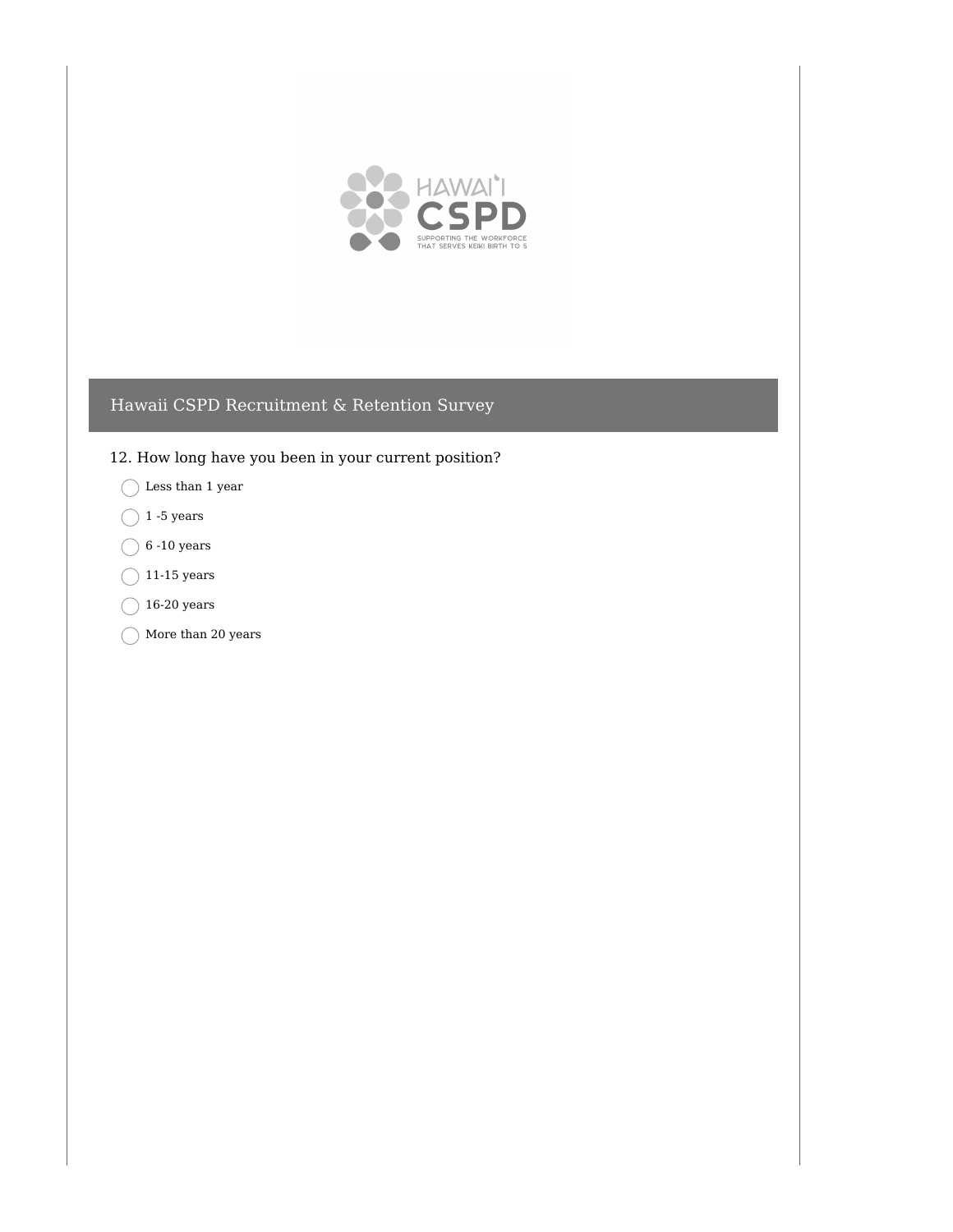## Hawaii CSPD Recruitment & Retention Survey

12. How long have you been in your current position?

- Less than 1 year
- 1 -5 years
- 6 -10 years
- 11-15 years
- 16-20 years
- More than 20 years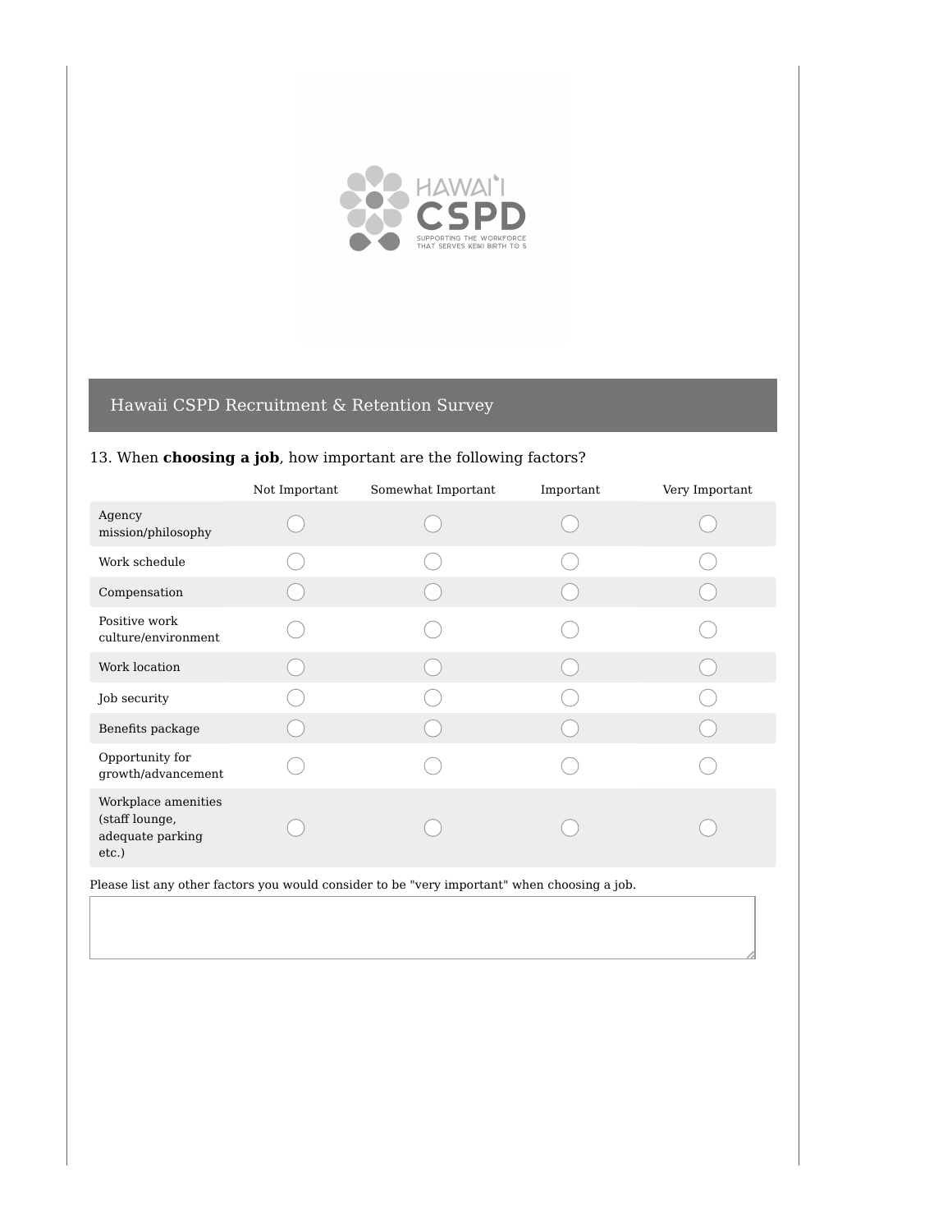## Hawaii CSPD Recruitment & Retention Survey

13. When **choosing a job**, how important are the following factors?

| | Not Important | Somewhat Important | Important | Very Important |
|---|---|---|---|---|
| Agency mission/philosophy | ◯ | ◯ | ◯ | ◯ |
| Work schedule | ◯ | ◯ | ◯ | ◯ |
| Compensation | ◯ | ◯ | ◯ | ◯ |
| Positive work culture/environment | ◯ | ◯ | ◯ | ◯ |
| Work location | ◯ | ◯ | ◯ | ◯ |
| Job security | ◯ | ◯ | ◯ | ◯ |
| Benefits package | ◯ | ◯ | ◯ | ◯ |
| Opportunity for growth/advancement | ◯ | ◯ | ◯ | ◯ |
| Workplace amenities (staff lounge, adequate parking etc.) | ◯ | ◯ | ◯ | ◯ |

Please list any other factors you would consider to be "very important" when choosing a job.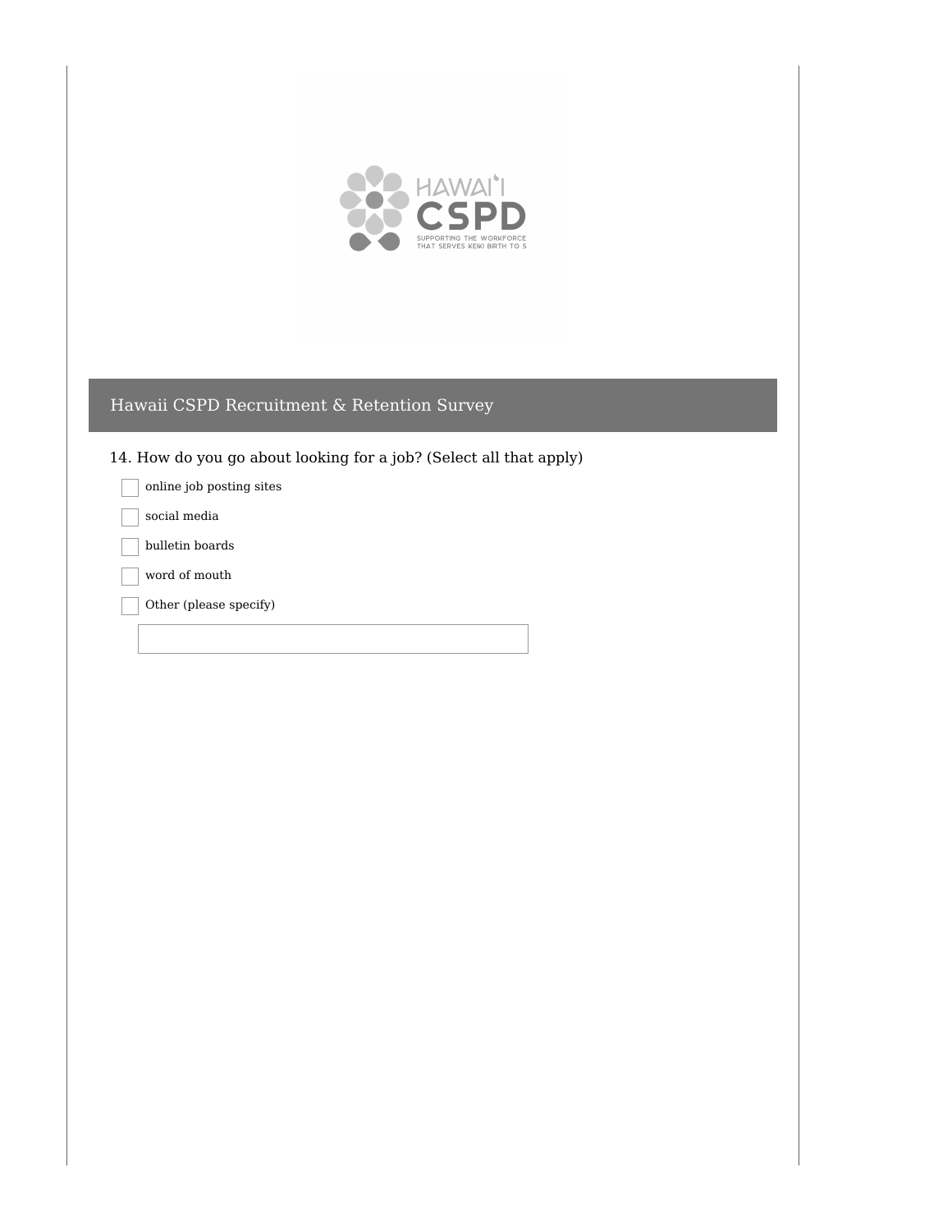## Hawaii CSPD Recruitment & Retention Survey

14. How do you go about looking for a job? (Select all that apply)

- [ ] online job posting sites
- [ ] social media
- [ ] bulletin boards
- [ ] word of mouth
- [ ] Other (please specify)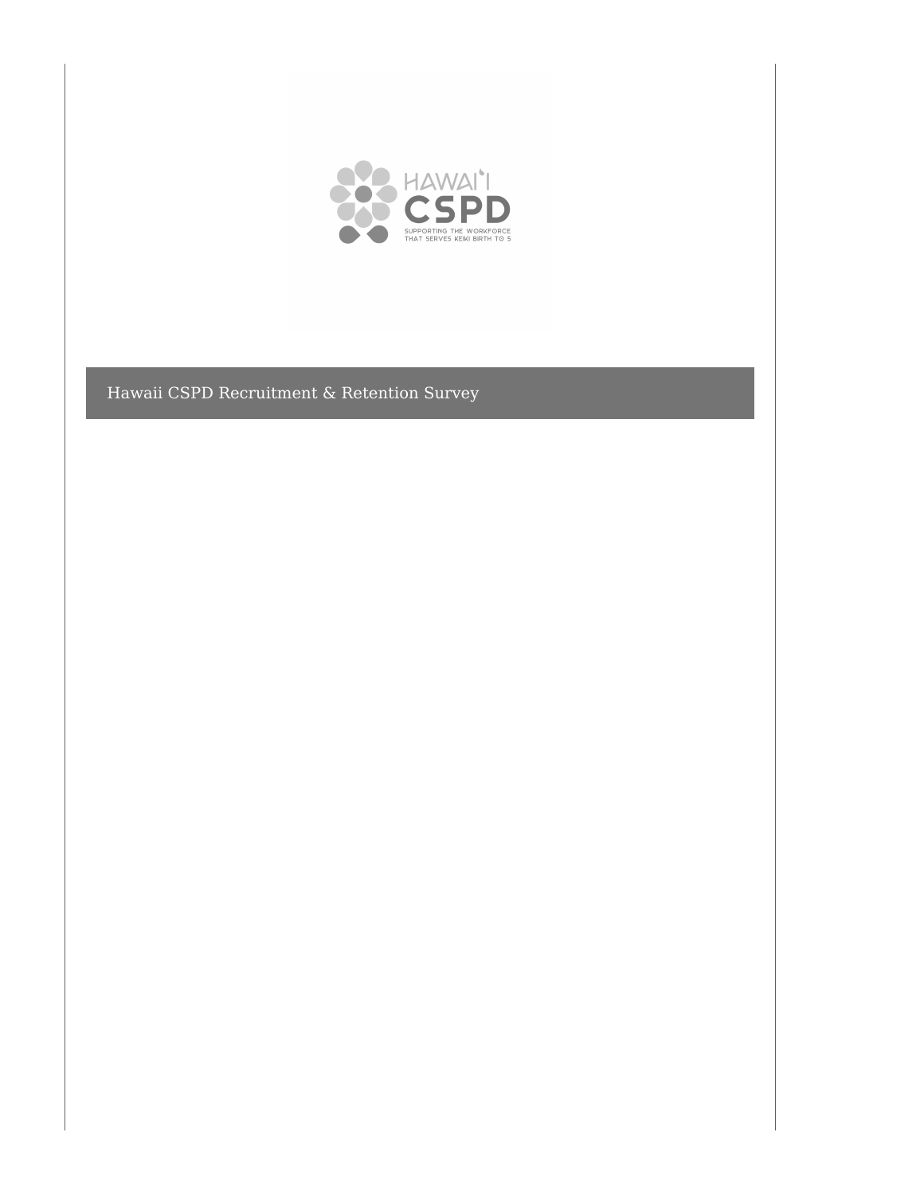# Hawaii CSPD Recruitment & Retention Survey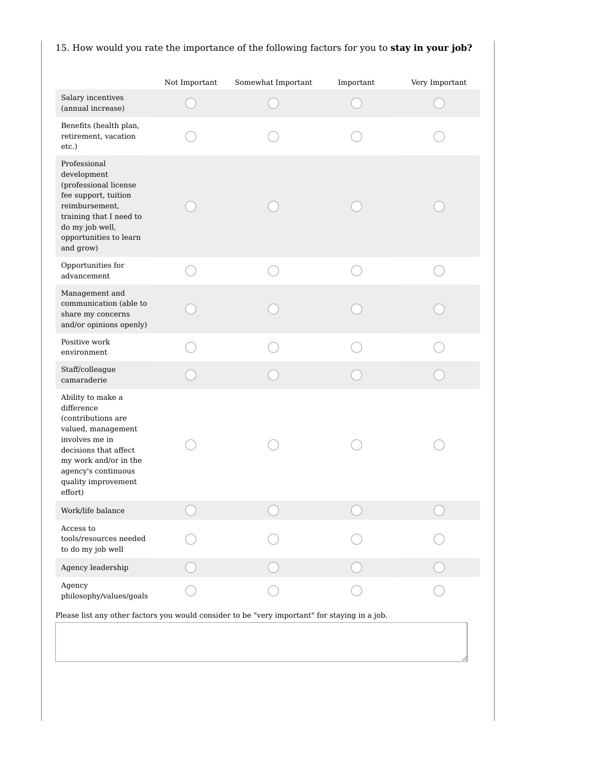15. How would you rate the importance of the following factors for you to **stay in your job?**

| | Not Important | Somewhat Important | Important | Very Important |
| --- | --- | --- | --- | --- |
| Salary incentives (annual increase) | ◯ | ◯ | ◯ | ◯ |
| Benefits (health plan, retirement, vacation etc.) | ◯ | ◯ | ◯ | ◯ |
| Professional development (professional license fee support, tuition reimbursement, training that I need to do my job well, opportunities to learn and grow) | ◯ | ◯ | ◯ | ◯ |
| Opportunities for advancement | ◯ | ◯ | ◯ | ◯ |
| Management and communication (able to share my concerns and/or opinions openly) | ◯ | ◯ | ◯ | ◯ |
| Positive work environment | ◯ | ◯ | ◯ | ◯ |
| Staff/colleague camaraderie | ◯ | ◯ | ◯ | ◯ |
| Ability to make a difference (contributions are valued, management involves me in decisions that affect my work and/or in the agency's continuous quality improvement effort) | ◯ | ◯ | ◯ | ◯ |
| Work/life balance | ◯ | ◯ | ◯ | ◯ |
| Access to tools/resources needed to do my job well | ◯ | ◯ | ◯ | ◯ |
| Agency leadership | ◯ | ◯ | ◯ | ◯ |
| Agency philosophy/values/goals | ◯ | ◯ | ◯ | ◯ |

Please list any other factors you would consider to be "very important" for staying in a job.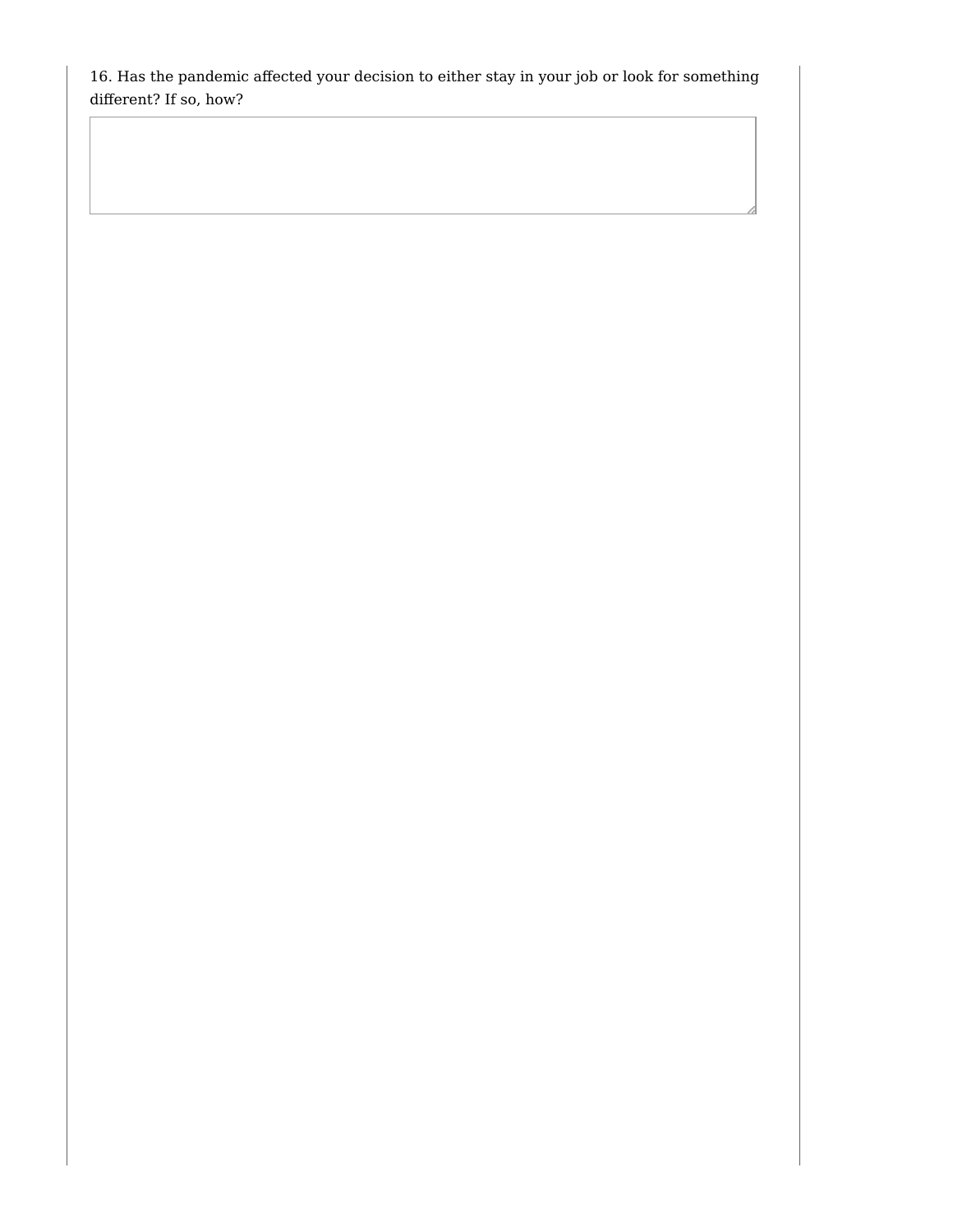16. Has the pandemic affected your decision to either stay in your job or look for something different? If so, how?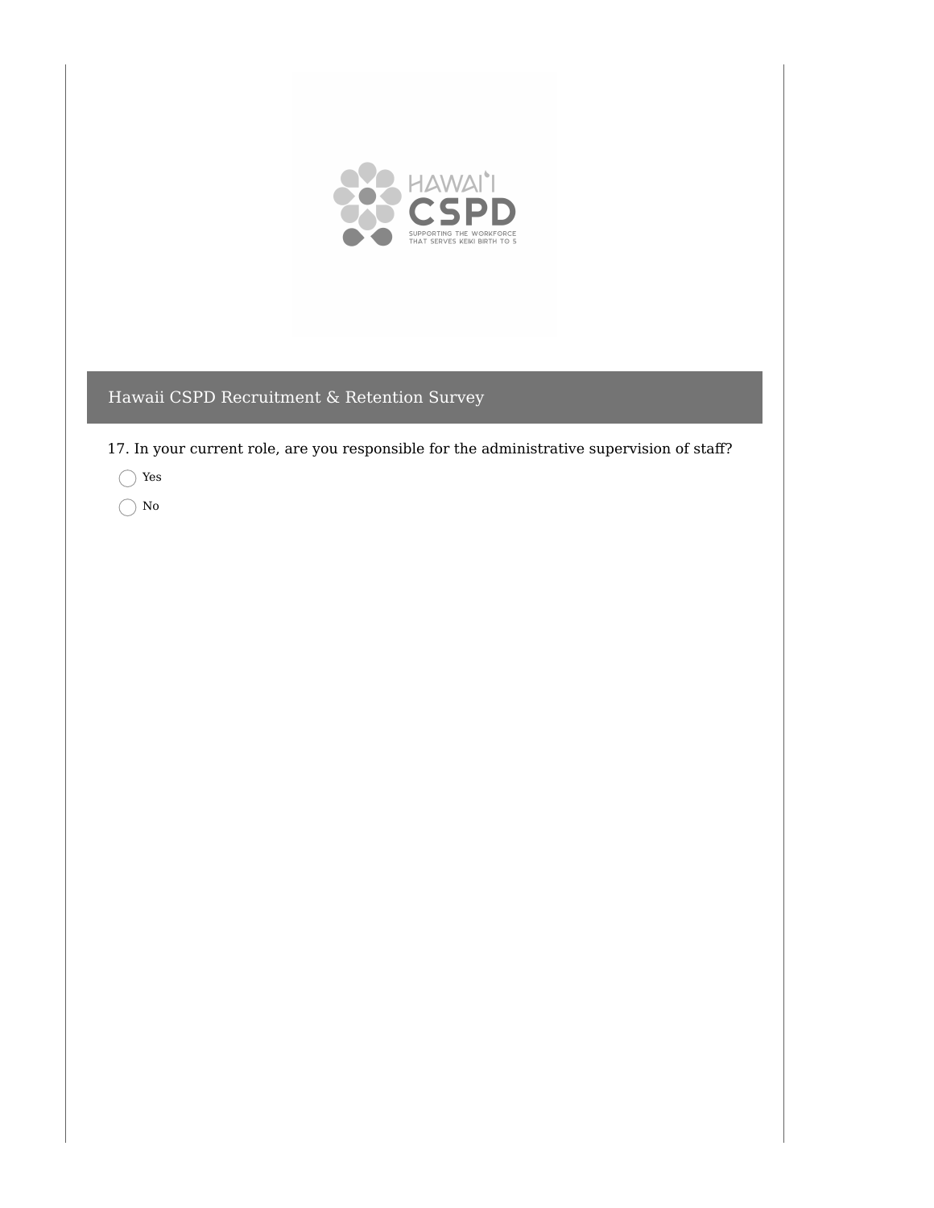## Hawaii CSPD Recruitment & Retention Survey

17. In your current role, are you responsible for the administrative supervision of staff?

- ◯ Yes
- ◯ No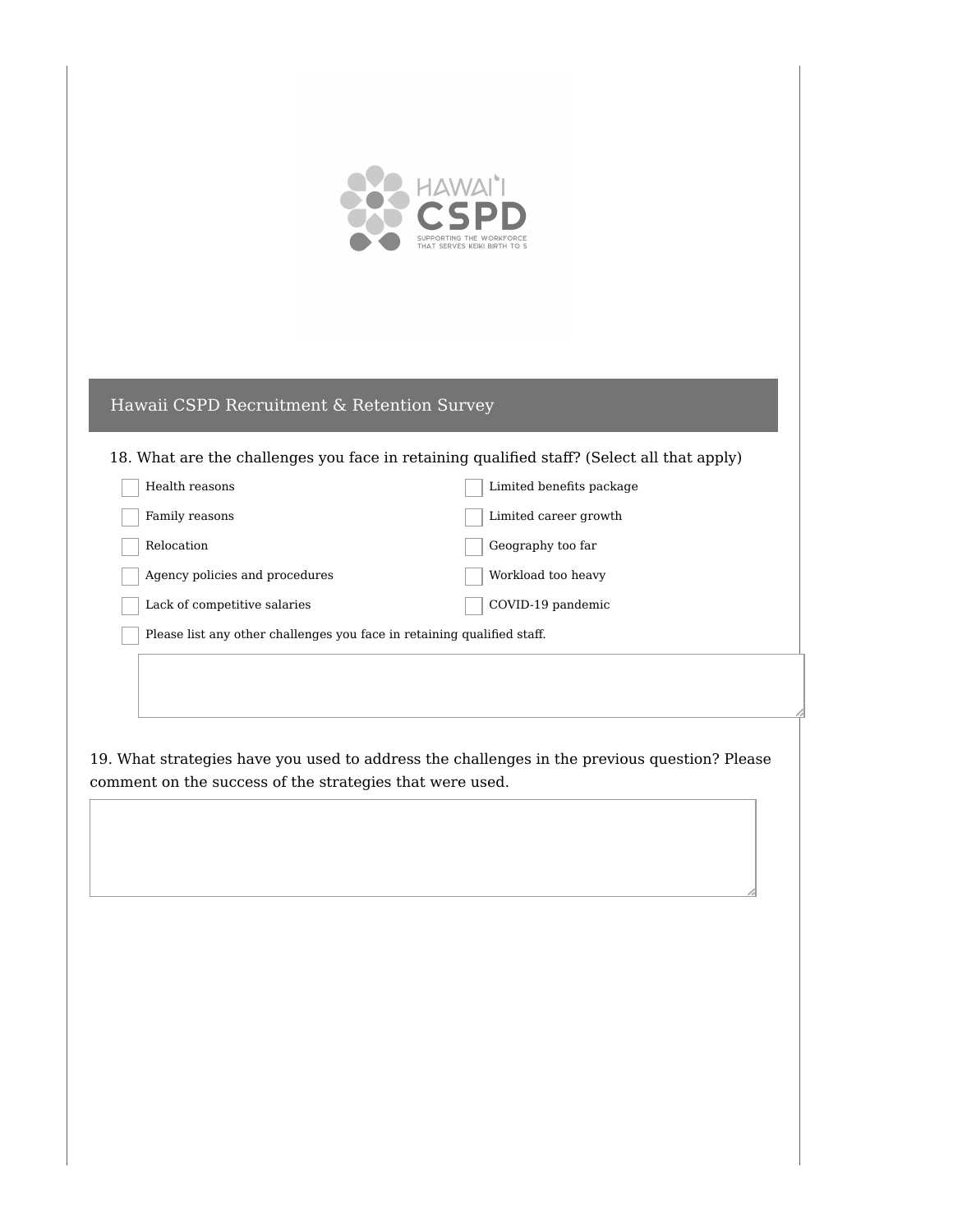## Hawaii CSPD Recruitment & Retention Survey

18. What are the challenges you face in retaining qualified staff? (Select all that apply)

- [ ] Health reasons
- [ ] Family reasons
- [ ] Relocation
- [ ] Agency policies and procedures
- [ ] Lack of competitive salaries
- [ ] Limited benefits package
- [ ] Limited career growth
- [ ] Geography too far
- [ ] Workload too heavy
- [ ] COVID-19 pandemic
- [ ] Please list any other challenges you face in retaining qualified staff.

19. What strategies have you used to address the challenges in the previous question? Please comment on the success of the strategies that were used.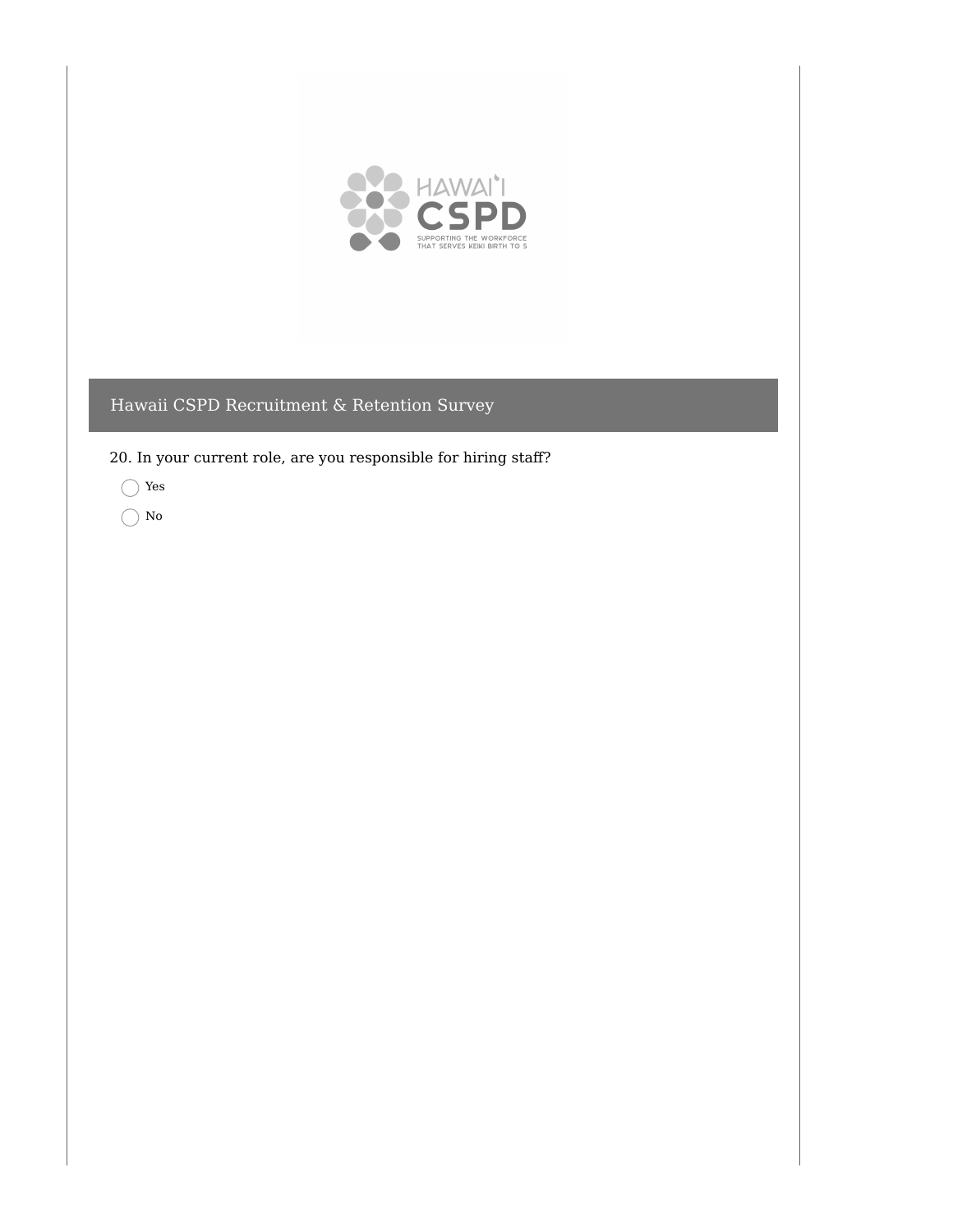## Hawaii CSPD Recruitment & Retention Survey

20. In your current role, are you responsible for hiring staff?

- ◯ Yes
- ◯ No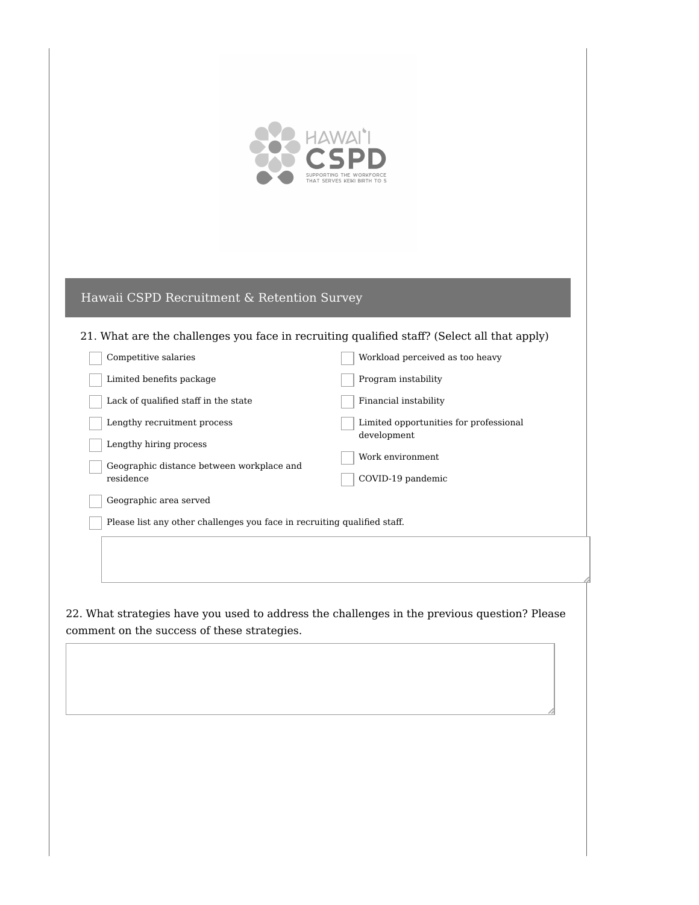HAWAIʻI CSPD

SUPPORTING THE WORKFORCE THAT SERVES KEIKI BIRTH TO 5

## Hawaii CSPD Recruitment & Retention Survey

21. What are the challenges you face in recruiting qualified staff? (Select all that apply)

- [ ] Competitive salaries
- [ ] Limited benefits package
- [ ] Lack of qualified staff in the state
- [ ] Lengthy recruitment process
- [ ] Lengthy hiring process
- [ ] Geographic distance between workplace and residence
- [ ] Geographic area served
- [ ] Workload perceived as too heavy
- [ ] Program instability
- [ ] Financial instability
- [ ] Limited opportunities for professional development
- [ ] Work environment
- [ ] COVID-19 pandemic
- [ ] Please list any other challenges you face in recruiting qualified staff.

22. What strategies have you used to address the challenges in the previous question? Please comment on the success of these strategies.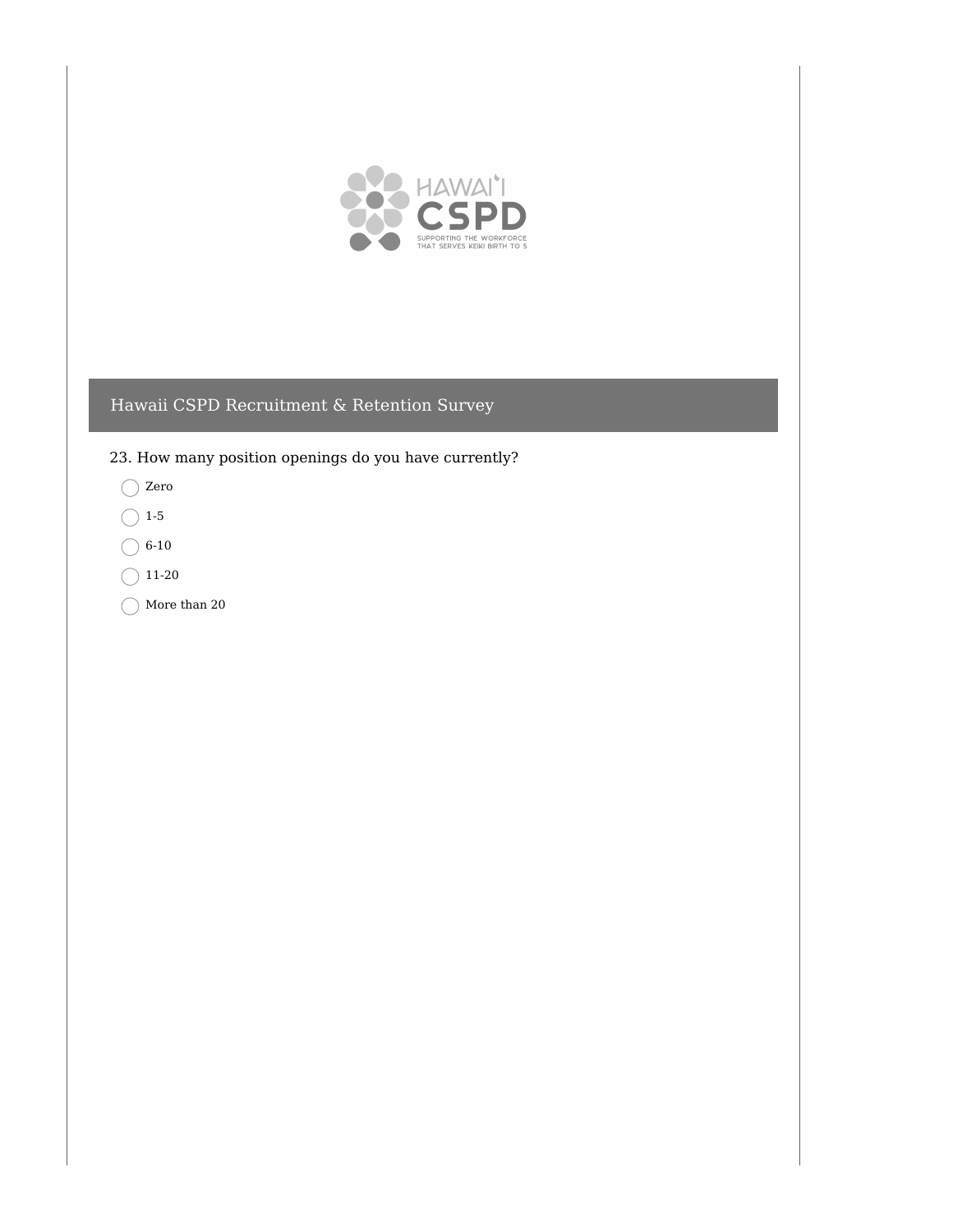## Hawaii CSPD Recruitment & Retention Survey

23. How many position openings do you have currently?

- Zero
- 1-5
- 6-10
- 11-20
- More than 20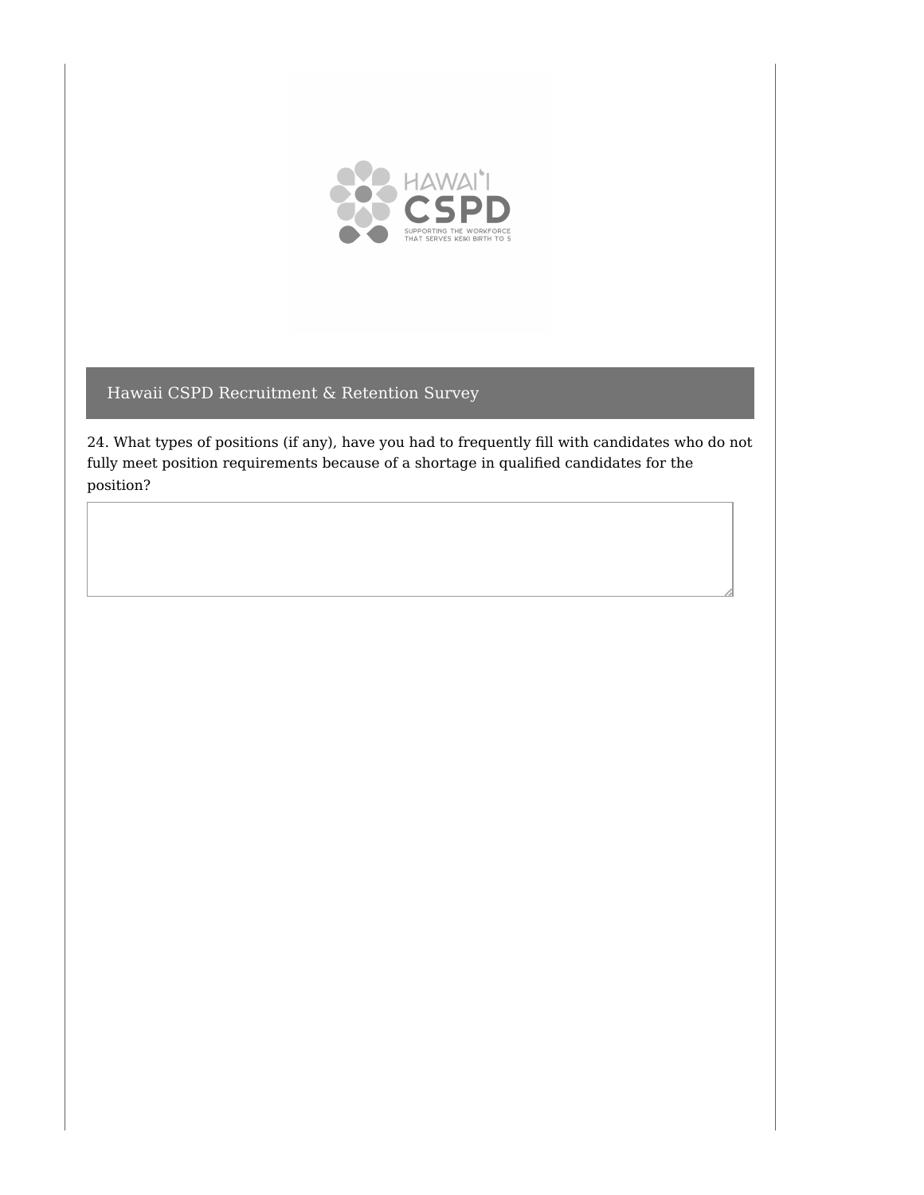## Hawaii CSPD Recruitment & Retention Survey

24. What types of positions (if any), have you had to frequently fill with candidates who do not fully meet position requirements because of a shortage in qualified candidates for the position?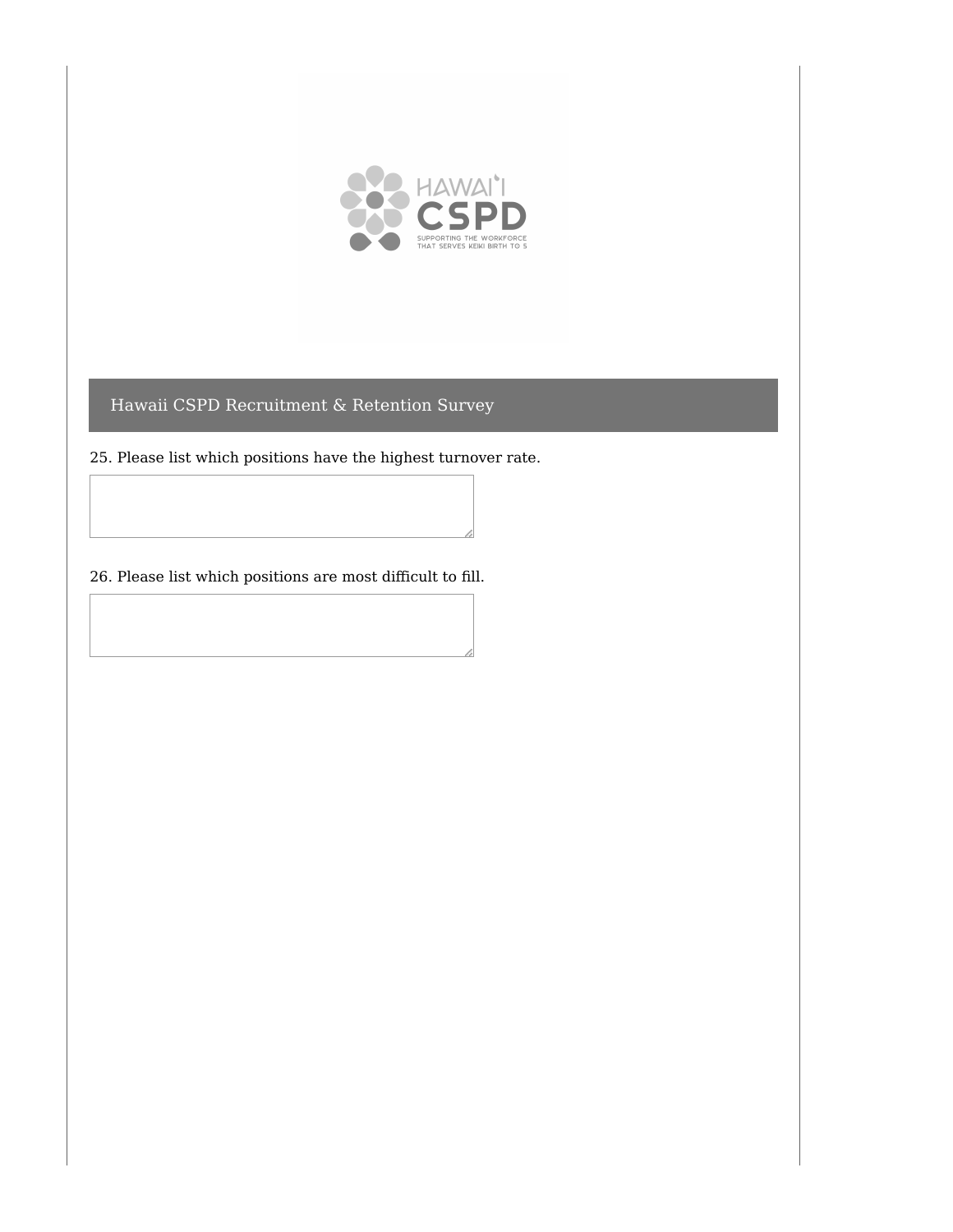## Hawaii CSPD Recruitment & Retention Survey

25. Please list which positions have the highest turnover rate.

26. Please list which positions are most difficult to fill.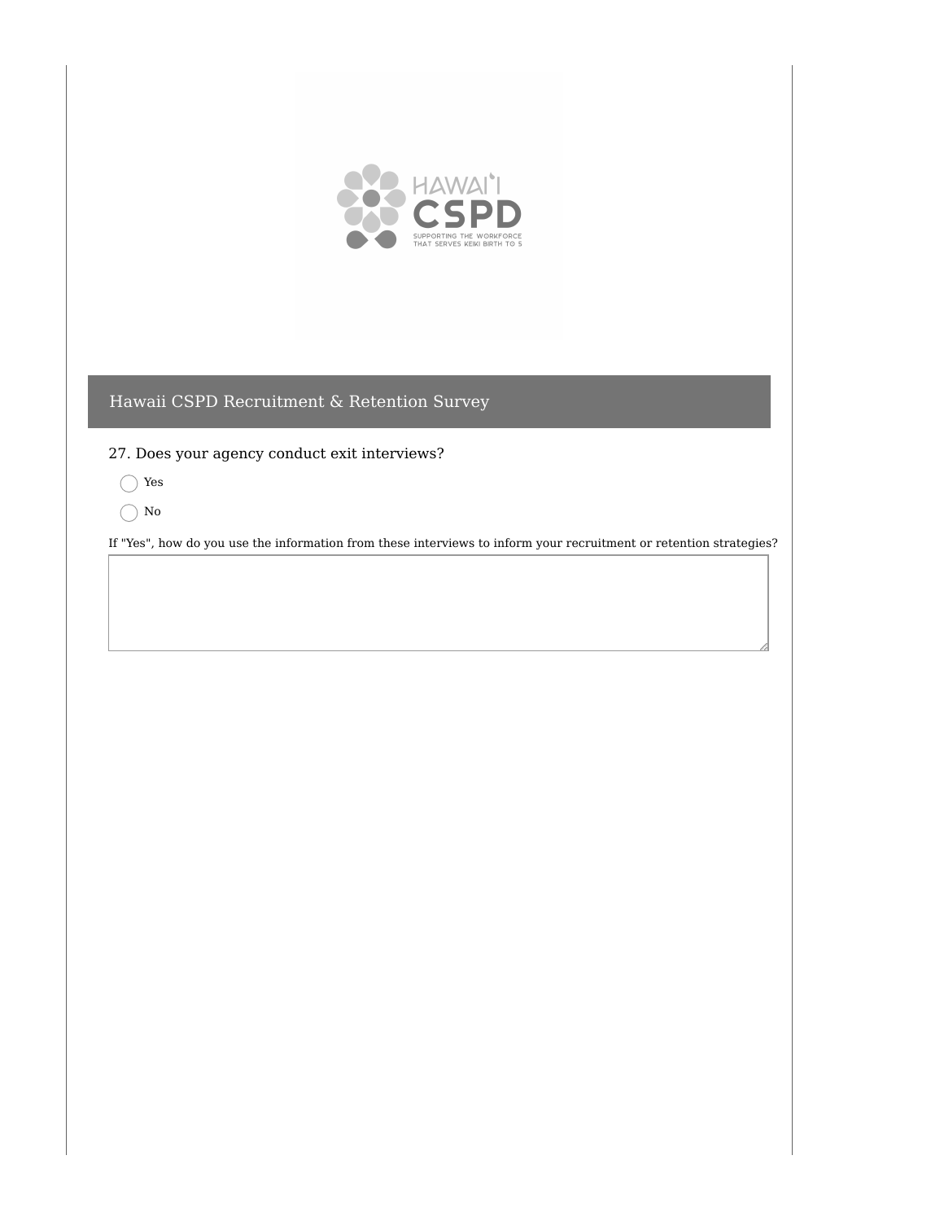# Hawaii CSPD Recruitment & Retention Survey

27. Does your agency conduct exit interviews?

- ◯ Yes
- ◯ No

If "Yes", how do you use the information from these interviews to inform your recruitment or retention strategies?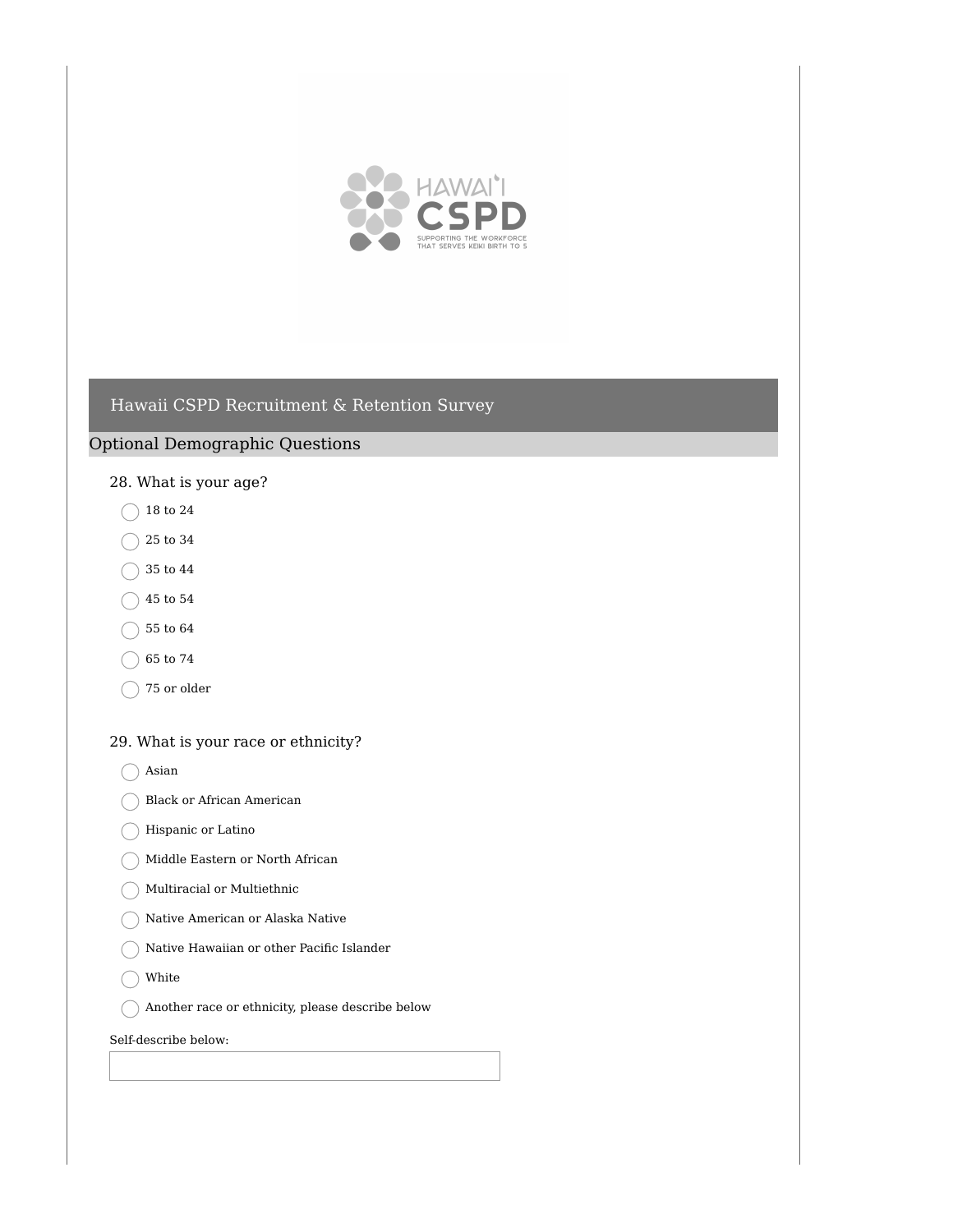# Hawaii CSPD Recruitment & Retention Survey

## Optional Demographic Questions

28. What is your age?

- 18 to 24
- 25 to 34
- 35 to 44
- 45 to 54
- 55 to 64
- 65 to 74
- 75 or older

29. What is your race or ethnicity?

- Asian
- Black or African American
- Hispanic or Latino
- Middle Eastern or North African
- Multiracial or Multiethnic
- Native American or Alaska Native
- Native Hawaiian or other Pacific Islander
- White
- Another race or ethnicity, please describe below

Self-describe below: